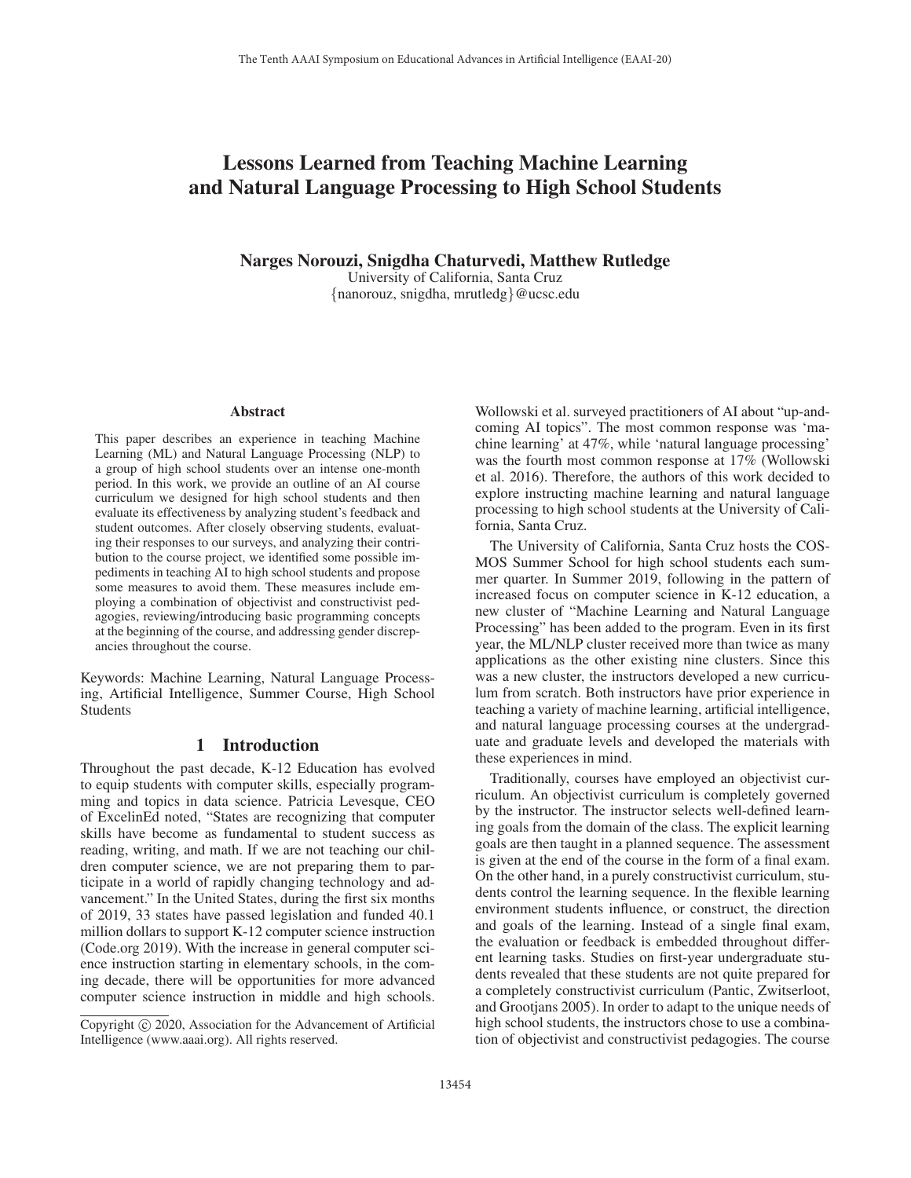# Lessons Learned from Teaching Machine Learning and Natural Language Processing to High School Students

**Narges Norouzi, Snigdha Chaturvedi, Matthew Rutledge**

University of California, Santa Cruz

{nanorouz, snigdha, mrutledg}@ucsc.edu

## Abstract

This paper describes an experience in teaching Machine Learning (ML) and Natural Language Processing (NLP) to a group of high school students over an intense one-month period. In this work, we provide an outline of an AI course curriculum we designed for high school students and then evaluate its effectiveness by analyzing student's feedback and student outcomes. After closely observing students, evaluating their responses to our surveys, and analyzing their contribution to the course project, we identified some possible impediments in teaching AI to high school students and propose some measures to avoid them. These measures include employing a combination of objectivist and constructivist pedagogies, reviewing/introducing basic programming concepts at the beginning of the course, and addressing gender discrepancies throughout the course.

Keywords: Machine Learning, Natural Language Processing, Artificial Intelligence, Summer Course, High School Students

## 1 Introduction

Throughout the past decade, K-12 Education has evolved to equip students with computer skills, especially programming and topics in data science. Patricia Levesque, CEO of ExcelinEd noted, "States are recognizing that computer skills have become as fundamental to student success as reading, writing, and math. If we are not teaching our children computer science, we are not preparing them to participate in a world of rapidly changing technology and advancement." In the United States, during the first six months of 2019, 33 states have passed legislation and funded 40.1 million dollars to support K-12 computer science instruction (Code.org 2019). With the increase in general computer science instruction starting in elementary schools, in the coming decade, there will be opportunities for more advanced computer science instruction in middle and high schools. Wollowski et al. surveyed practitioners of AI about "up-and-coming AI topics". The most common response was 'machine learning' at 47%, while 'natural language processing' was the fourth most common response at 17% (Wollowski et al. 2016). Therefore, the authors of this work decided to explore instructing machine learning and natural language processing to high school students at the University of California, Santa Cruz.

The University of California, Santa Cruz hosts the COSMOS Summer School for high school students each summer quarter. In Summer 2019, following in the pattern of increased focus on computer science in K-12 education, a new cluster of "Machine Learning and Natural Language Processing" has been added to the program. Even in its first year, the ML/NLP cluster received more than twice as many applications as the other existing nine clusters. Since this was a new cluster, the instructors developed a new curriculum from scratch. Both instructors have prior experience in teaching a variety of machine learning, artificial intelligence, and natural language processing courses at the undergraduate and graduate levels and developed the materials with these experiences in mind.

Traditionally, courses have employed an objectivist curriculum. An objectivist curriculum is completely governed by the instructor. The instructor selects well-defined learning goals from the domain of the class. The explicit learning goals are then taught in a planned sequence. The assessment is given at the end of the course in the form of a final exam. On the other hand, in a purely constructivist curriculum, students control the learning sequence. In the flexible learning environment students influence, or construct, the direction and goals of the learning. Instead of a single final exam, the evaluation or feedback is embedded throughout different learning tasks. Studies on first-year undergraduate students revealed that these students are not quite prepared for a completely constructivist curriculum (Pantic, Zwitserloot, and Grootjans 2005). In order to adapt to the unique needs of high school students, the instructors chose to use a combination of objectivist and constructivist pedagogies. The course

Copyright © 2020, Association for the Advancement of Artificial Intelligence (www.aaai.org). All rights reserved.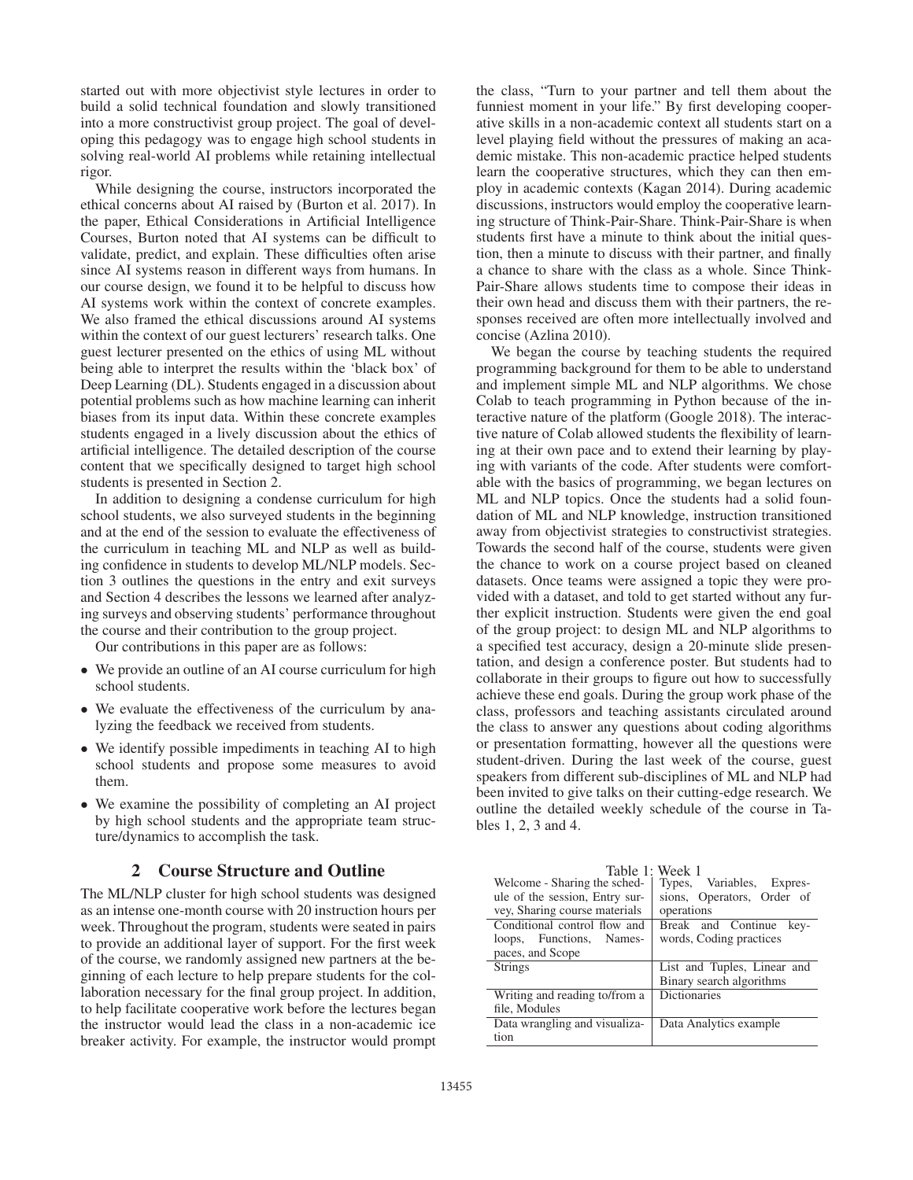started out with more objectivist style lectures in order to build a solid technical foundation and slowly transitioned into a more constructivist group project. The goal of developing this pedagogy was to engage high school students in solving real-world AI problems while retaining intellectual rigor.

While designing the course, instructors incorporated the ethical concerns about AI raised by (Burton et al. 2017). In the paper, Ethical Considerations in Artificial Intelligence Courses, Burton noted that AI systems can be difficult to validate, predict, and explain. These difficulties often arise since AI systems reason in different ways from humans. In our course design, we found it to be helpful to discuss how AI systems work within the context of concrete examples. We also framed the ethical discussions around AI systems within the context of our guest lecturers' research talks. One guest lecturer presented on the ethics of using ML without being able to interpret the results within the 'black box' of Deep Learning (DL). Students engaged in a discussion about potential problems such as how machine learning can inherit biases from its input data. Within these concrete examples students engaged in a lively discussion about the ethics of artificial intelligence. The detailed description of the course content that we specifically designed to target high school students is presented in Section 2.

In addition to designing a condense curriculum for high school students, we also surveyed students in the beginning and at the end of the session to evaluate the effectiveness of the curriculum in teaching ML and NLP as well as building confidence in students to develop ML/NLP models. Section 3 outlines the questions in the entry and exit surveys and Section 4 describes the lessons we learned after analyzing surveys and observing students' performance throughout the course and their contribution to the group project.

Our contributions in this paper are as follows:

- We provide an outline of an AI course curriculum for high school students.
- We evaluate the effectiveness of the curriculum by analyzing the feedback we received from students.
- We identify possible impediments in teaching AI to high school students and propose some measures to avoid them.
- We examine the possibility of completing an AI project by high school students and the appropriate team structure/dynamics to accomplish the task.

## 2 Course Structure and Outline

The ML/NLP cluster for high school students was designed as an intense one-month course with 20 instruction hours per week. Throughout the program, students were seated in pairs to provide an additional layer of support. For the first week of the course, we randomly assigned new partners at the beginning of each lecture to help prepare students for the collaboration necessary for the final group project. In addition, to help facilitate cooperative work before the lectures began the instructor would lead the class in a non-academic ice breaker activity. For example, the instructor would prompt the class, "Turn to your partner and tell them about the funniest moment in your life." By first developing cooperative skills in a non-academic context all students start on a level playing field without the pressures of making an academic mistake. This non-academic practice helped students learn the cooperative structures, which they can then employ in academic contexts (Kagan 2014). During academic discussions, instructors would employ the cooperative learning structure of Think-Pair-Share. Think-Pair-Share is when students first have a minute to think about the initial question, then a minute to discuss with their partner, and finally a chance to share with the class as a whole. Since Think-Pair-Share allows students time to compose their ideas in their own head and discuss them with their partners, the responses received are often more intellectually involved and concise (Azlina 2010).

We began the course by teaching students the required programming background for them to be able to understand and implement simple ML and NLP algorithms. We chose Colab to teach programming in Python because of the interactive nature of the platform (Google 2018). The interactive nature of Colab allowed students the flexibility of learning at their own pace and to extend their learning by playing with variants of the code. After students were comfortable with the basics of programming, we began lectures on ML and NLP topics. Once the students had a solid foundation of ML and NLP knowledge, instruction transitioned away from objectivist strategies to constructivist strategies. Towards the second half of the course, students were given the chance to work on a course project based on cleaned datasets. Once teams were assigned a topic they were provided with a dataset, and told to get started without any further explicit instruction. Students were given the end goal of the group project: to design ML and NLP algorithms to a specified test accuracy, design a 20-minute slide presentation, and design a conference poster. But students had to collaborate in their groups to figure out how to successfully achieve these end goals. During the group work phase of the class, professors and teaching assistants circulated around the class to answer any questions about coding algorithms or presentation formatting, however all the questions were student-driven. During the last week of the course, guest speakers from different sub-disciplines of ML and NLP had been invited to give talks on their cutting-edge research. We outline the detailed weekly schedule of the course in Tables 1, 2, 3 and 4.

Table 1: Week 1

| | |
|---|---|
| Welcome - Sharing the schedule of the session, Entry survey, Sharing course materials | Types, Variables, Expressions, Operators, Order of operations |
| Conditional control flow and loops, Functions, Namespaces, and Scope | Break and Continue keywords, Coding practices |
| Strings | List and Tuples, Linear and Binary search algorithms |
| Writing and reading to/from a file, Modules | Dictionaries |
| Data wrangling and visualization | Data Analytics example |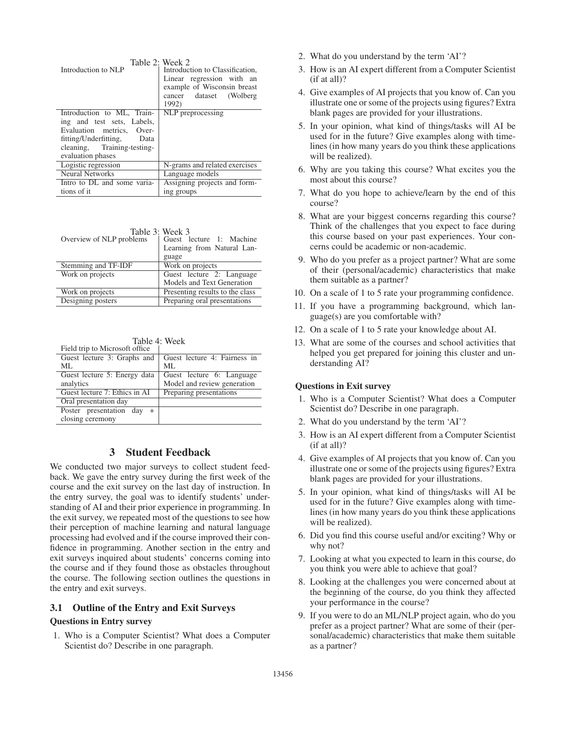Table 2: Week 2

| Introduction to NLP | Introduction to Classification, Linear regression with an example of Wisconsin breast cancer dataset (Wolberg 1992) |
|---|---|
| Introduction to ML, Training and test sets, Labels, Evaluation metrics, Overfitting/Underfitting, Data cleaning, Training-testing-evaluation phases | NLP preprocessing |
| Logistic regression | N-grams and related exercises |
| Neural Networks | Language models |
| Intro to DL and some variations of it | Assigning projects and forming groups |

Table 3: Week 3

| Overview of NLP problems | Guest lecture 1: Machine Learning from Natural Language |
|---|---|
| Stemming and TF-IDF | Work on projects |
| Work on projects | Guest lecture 2: Language Models and Text Generation |
| Work on projects | Presenting results to the class |
| Designing posters | Preparing oral presentations |

Table 4: Week

| Field trip to Microsoft office | |
|---|---|
| Guest lecture 3: Graphs and ML | Guest lecture 4: Fairness in ML |
| Guest lecture 5: Energy data analytics | Guest lecture 6: Language Model and review generation |
| Guest lecture 7: Ethics in AI | Preparing presentations |
| Oral presentation day | |
| Poster presentation day + closing ceremony | |

## 3 Student Feedback

We conducted two major surveys to collect student feedback. We gave the entry survey during the first week of the course and the exit survey on the last day of instruction. In the entry survey, the goal was to identify students' understanding of AI and their prior experience in programming. In the exit survey, we repeated most of the questions to see how their perception of machine learning and natural language processing had evolved and if the course improved their confidence in programming. Another section in the entry and exit surveys inquired about students' concerns coming into the course and if they found those as obstacles throughout the course. The following section outlines the questions in the entry and exit surveys.

### 3.1 Outline of the Entry and Exit Surveys

**Questions in Entry survey**

1. Who is a Computer Scientist? What does a Computer Scientist do? Describe in one paragraph.
2. What do you understand by the term 'AI'?
3. How is an AI expert different from a Computer Scientist (if at all)?
4. Give examples of AI projects that you know of. Can you illustrate one or some of the projects using figures? Extra blank pages are provided for your illustrations.
5. In your opinion, what kind of things/tasks will AI be used for in the future? Give examples along with timelines (in how many years do you think these applications will be realized).
6. Why are you taking this course? What excites you the most about this course?
7. What do you hope to achieve/learn by the end of this course?
8. What are your biggest concerns regarding this course? Think of the challenges that you expect to face during this course based on your past experiences. Your concerns could be academic or non-academic.
9. Who do you prefer as a project partner? What are some of their (personal/academic) characteristics that make them suitable as a partner?
10. On a scale of 1 to 5 rate your programming confidence.
11. If you have a programming background, which language(s) are you comfortable with?
12. On a scale of 1 to 5 rate your knowledge about AI.
13. What are some of the courses and school activities that helped you get prepared for joining this cluster and understanding AI?

**Questions in Exit survey**

1. Who is a Computer Scientist? What does a Computer Scientist do? Describe in one paragraph.
2. What do you understand by the term 'AI'?
3. How is an AI expert different from a Computer Scientist (if at all)?
4. Give examples of AI projects that you know of. Can you illustrate one or some of the projects using figures? Extra blank pages are provided for your illustrations.
5. In your opinion, what kind of things/tasks will AI be used for in the future? Give examples along with timelines (in how many years do you think these applications will be realized).
6. Did you find this course useful and/or exciting? Why or why not?
7. Looking at what you expected to learn in this course, do you think you were able to achieve that goal?
8. Looking at the challenges you were concerned about at the beginning of the course, do you think they affected your performance in the course?
9. If you were to do an ML/NLP project again, who do you prefer as a project partner? What are some of their (personal/academic) characteristics that make them suitable as a partner?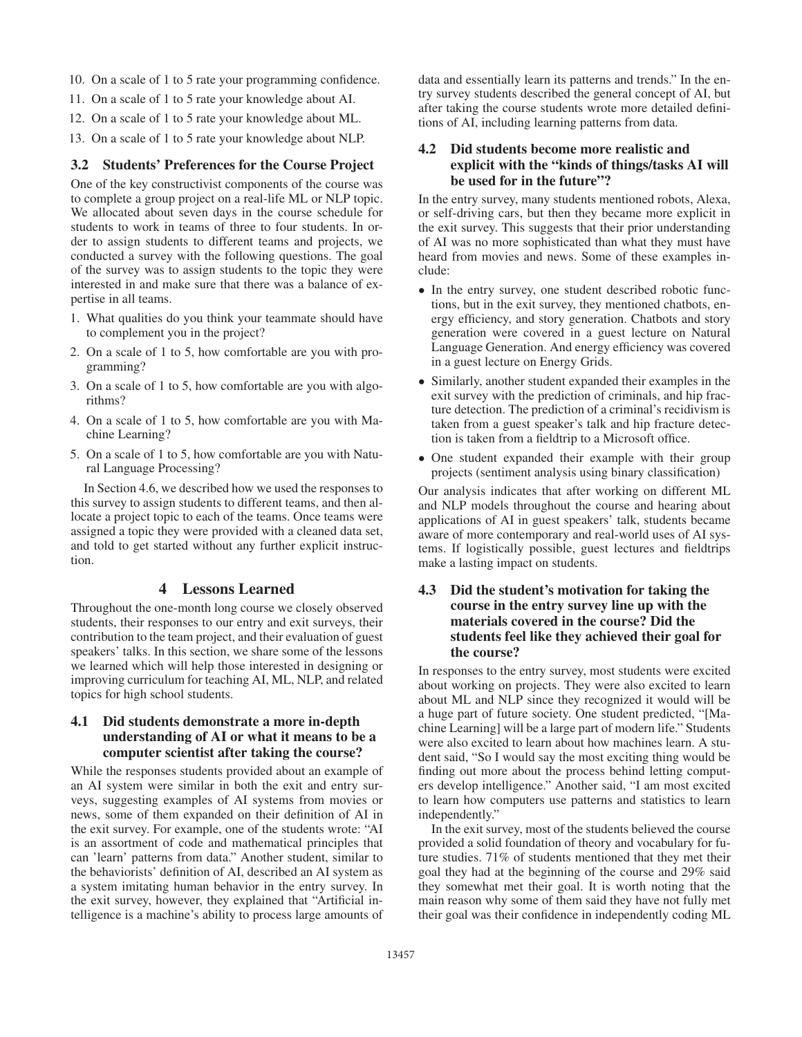10. On a scale of 1 to 5 rate your programming confidence.
11. On a scale of 1 to 5 rate your knowledge about AI.
12. On a scale of 1 to 5 rate your knowledge about ML.
13. On a scale of 1 to 5 rate your knowledge about NLP.

### 3.2 Students' Preferences for the Course Project

One of the key constructivist components of the course was to complete a group project on a real-life ML or NLP topic. We allocated about seven days in the course schedule for students to work in teams of three to four students. In order to assign students to different teams and projects, we conducted a survey with the following questions. The goal of the survey was to assign students to the topic they were interested in and make sure that there was a balance of expertise in all teams.

1. What qualities do you think your teammate should have to complement you in the project?
2. On a scale of 1 to 5, how comfortable are you with programming?
3. On a scale of 1 to 5, how comfortable are you with algorithms?
4. On a scale of 1 to 5, how comfortable are you with Machine Learning?
5. On a scale of 1 to 5, how comfortable are you with Natural Language Processing?

In Section 4.6, we described how we used the responses to this survey to assign students to different teams, and then allocate a project topic to each of the teams. Once teams were assigned a topic they were provided with a cleaned data set, and told to get started without any further explicit instruction.

## 4 Lessons Learned

Throughout the one-month long course we closely observed students, their responses to our entry and exit surveys, their contribution to the team project, and their evaluation of guest speakers' talks. In this section, we share some of the lessons we learned which will help those interested in designing or improving curriculum for teaching AI, ML, NLP, and related topics for high school students.

### 4.1 Did students demonstrate a more in-depth understanding of AI or what it means to be a computer scientist after taking the course?

While the responses students provided about an example of an AI system were similar in both the exit and entry surveys, suggesting examples of AI systems from movies or news, some of them expanded on their definition of AI in the exit survey. For example, one of the students wrote: "AI is an assortment of code and mathematical principles that can 'learn' patterns from data." Another student, similar to the behaviorists' definition of AI, described an AI system as a system imitating human behavior in the entry survey. In the exit survey, however, they explained that "Artificial intelligence is a machine's ability to process large amounts of data and essentially learn its patterns and trends." In the entry survey students described the general concept of AI, but after taking the course students wrote more detailed definitions of AI, including learning patterns from data.

### 4.2 Did students become more realistic and explicit with the "kinds of things/tasks AI will be used for in the future"?

In the entry survey, many students mentioned robots, Alexa, or self-driving cars, but then they became more explicit in the exit survey. This suggests that their prior understanding of AI was no more sophisticated than what they must have heard from movies and news. Some of these examples include:

- In the entry survey, one student described robotic functions, but in the exit survey, they mentioned chatbots, energy efficiency, and story generation. Chatbots and story generation were covered in a guest lecture on Natural Language Generation. And energy efficiency was covered in a guest lecture on Energy Grids.
- Similarly, another student expanded their examples in the exit survey with the prediction of criminals, and hip fracture detection. The prediction of a criminal's recidivism is taken from a guest speaker's talk and hip fracture detection is taken from a fieldtrip to a Microsoft office.
- One student expanded their example with their group projects (sentiment analysis using binary classification)

Our analysis indicates that after working on different ML and NLP models throughout the course and hearing about applications of AI in guest speakers' talk, students became aware of more contemporary and real-world uses of AI systems. If logistically possible, guest lectures and fieldtrips make a lasting impact on students.

### 4.3 Did the student's motivation for taking the course in the entry survey line up with the materials covered in the course? Did the students feel like they achieved their goal for the course?

In responses to the entry survey, most students were excited about working on projects. They were also excited to learn about ML and NLP since they recognized it would will be a huge part of future society. One student predicted, "[Machine Learning] will be a large part of modern life." Students were also excited to learn about how machines learn. A student said, "So I would say the most exciting thing would be finding out more about the process behind letting computers develop intelligence." Another said, "I am most excited to learn how computers use patterns and statistics to learn independently."

In the exit survey, most of the students believed the course provided a solid foundation of theory and vocabulary for future studies. 71% of students mentioned that they met their goal they had at the beginning of the course and 29% said they somewhat met their goal. It is worth noting that the main reason why some of them said they have not fully met their goal was their confidence in independently coding ML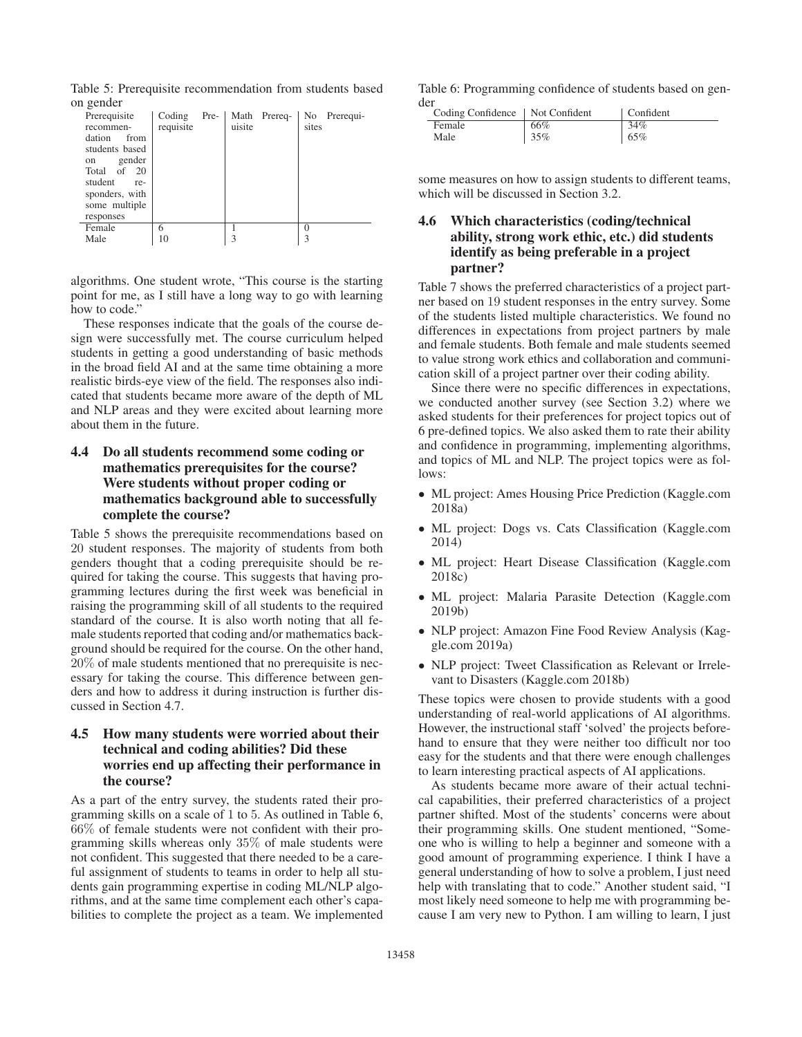Table 5: Prerequisite recommendation from students based on gender

| Prerequisite recommendation from students based on gender Total of 20 student responders, with some multiple responses | Coding Prerequisite | Math Prerequisite | No Prerequisites |
|---|---|---|---|
| Female | 6 | 1 | 0 |
| Male | 10 | 3 | 3 |

algorithms. One student wrote, "This course is the starting point for me, as I still have a long way to go with learning how to code."

These responses indicate that the goals of the course design were successfully met. The course curriculum helped students in getting a good understanding of basic methods in the broad field AI and at the same time obtaining a more realistic birds-eye view of the field. The responses also indicated that students became more aware of the depth of ML and NLP areas and they were excited about learning more about them in the future.

### 4.4 Do all students recommend some coding or mathematics prerequisites for the course? Were students without proper coding or mathematics background able to successfully complete the course?

Table 5 shows the prerequisite recommendations based on 20 student responses. The majority of students from both genders thought that a coding prerequisite should be required for taking the course. This suggests that having programming lectures during the first week was beneficial in raising the programming skill of all students to the required standard of the course. It is also worth noting that all female students reported that coding and/or mathematics background should be required for the course. On the other hand, 20% of male students mentioned that no prerequisite is necessary for taking the course. This difference between genders and how to address it during instruction is further discussed in Section 4.7.

### 4.5 How many students were worried about their technical and coding abilities? Did these worries end up affecting their performance in the course?

As a part of the entry survey, the students rated their programming skills on a scale of 1 to 5. As outlined in Table 6, 66% of female students were not confident with their programming skills whereas only 35% of male students were not confident. This suggested that there needed to be a careful assignment of students to teams in order to help all students gain programming expertise in coding ML/NLP algorithms, and at the same time complement each other's capabilities to complete the project as a team. We implemented

Table 6: Programming confidence of students based on gender

| Coding Confidence | Not Confident | Confident |
|---|---|---|
| Female | 66% | 34% |
| Male | 35% | 65% |

some measures on how to assign students to different teams, which will be discussed in Section 3.2.

### 4.6 Which characteristics (coding/technical ability, strong work ethic, etc.) did students identify as being preferable in a project partner?

Table 7 shows the preferred characteristics of a project partner based on 19 student responses in the entry survey. Some of the students listed multiple characteristics. We found no differences in expectations from project partners by male and female students. Both female and male students seemed to value strong work ethics and collaboration and communication skill of a project partner over their coding ability.

Since there were no specific differences in expectations, we conducted another survey (see Section 3.2) where we asked students for their preferences for project topics out of 6 pre-defined topics. We also asked them to rate their ability and confidence in programming, implementing algorithms, and topics of ML and NLP. The project topics were as follows:

- ML project: Ames Housing Price Prediction (Kaggle.com 2018a)
- ML project: Dogs vs. Cats Classification (Kaggle.com 2014)
- ML project: Heart Disease Classification (Kaggle.com 2018c)
- ML project: Malaria Parasite Detection (Kaggle.com 2019b)
- NLP project: Amazon Fine Food Review Analysis (Kaggle.com 2019a)
- NLP project: Tweet Classification as Relevant or Irrelevant to Disasters (Kaggle.com 2018b)

These topics were chosen to provide students with a good understanding of real-world applications of AI algorithms. However, the instructional staff 'solved' the projects beforehand to ensure that they were neither too difficult nor too easy for the students and that there were enough challenges to learn interesting practical aspects of AI applications.

As students became more aware of their actual technical capabilities, their preferred characteristics of a project partner shifted. Most of the students' concerns were about their programming skills. One student mentioned, "Someone who is willing to help a beginner and someone with a good amount of programming experience. I think I have a general understanding of how to solve a problem, I just need help with translating that to code." Another student said, "I most likely need someone to help me with programming because I am very new to Python. I am willing to learn, I just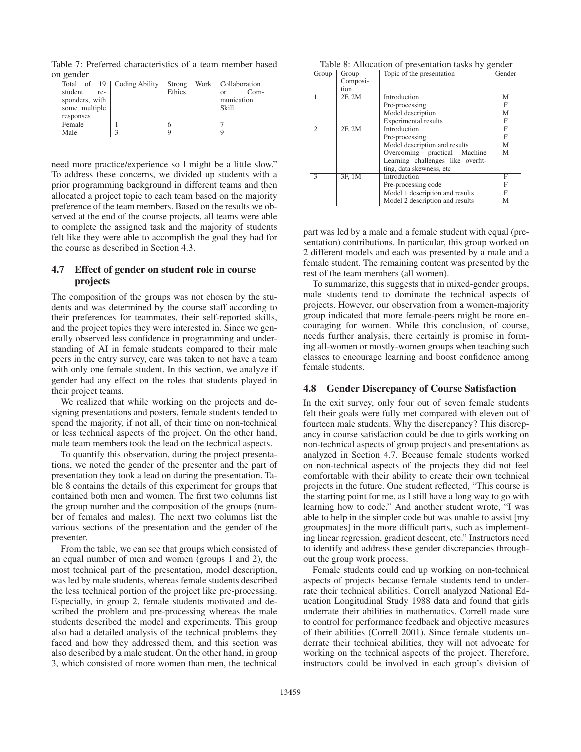Table 7: Preferred characteristics of a team member based on gender

| Total of 19 student responders, with some multiple responses | Coding Ability | Strong Work Ethics | Collaboration or Communication Skill |
|---|---|---|---|
| Female | 1 | 6 | 7 |
| Male | 3 | 9 | 9 |

need more practice/experience so I might be a little slow." To address these concerns, we divided up students with a prior programming background in different teams and then allocated a project topic to each team based on the majority preference of the team members. Based on the results we observed at the end of the course projects, all teams were able to complete the assigned task and the majority of students felt like they were able to accomplish the goal they had for the course as described in Section 4.3.

### 4.7 Effect of gender on student role in course projects

The composition of the groups was not chosen by the students and was determined by the course staff according to their preferences for teammates, their self-reported skills, and the project topics they were interested in. Since we generally observed less confidence in programming and understanding of AI in female students compared to their male peers in the entry survey, care was taken to not have a team with only one female student. In this section, we analyze if gender had any effect on the roles that students played in their project teams.

We realized that while working on the projects and designing presentations and posters, female students tended to spend the majority, if not all, of their time on non-technical or less technical aspects of the project. On the other hand, male team members took the lead on the technical aspects.

To quantify this observation, during the project presentations, we noted the gender of the presenter and the part of presentation they took a lead on during the presentation. Table 8 contains the details of this experiment for groups that contained both men and women. The first two columns list the group number and the composition of the groups (number of females and males). The next two columns list the various sections of the presentation and the gender of the presenter.

From the table, we can see that groups which consisted of an equal number of men and women (groups 1 and 2), the most technical part of the presentation, model description, was led by male students, whereas female students described the less technical portion of the project like pre-processing. Especially, in group 2, female students motivated and described the problem and pre-processing whereas the male students described the model and experiments. This group also had a detailed analysis of the technical problems they faced and how they addressed them, and this section was also described by a male student. On the other hand, in group 3, which consisted of more women than men, the technical part was led by a male and a female student with equal (presentation) contributions. In particular, this group worked on 2 different models and each was presented by a male and a female student. The remaining content was presented by the rest of the team members (all women).

Table 8: Allocation of presentation tasks by gender

| Group | Group Composition | Topic of the presentation | Gender |
|---|---|---|---|
| 1 | 2F, 2M | Introduction | M |
| | | Pre-processing | F |
| | | Model description | M |
| | | Experimental results | F |
| 2 | 2F, 2M | Introduction | F |
| | | Pre-processing | F |
| | | Model description and results | M |
| | | Overcoming practical Machine Learning challenges like overfitting, data skewness, etc | M |
| 3 | 3F, 1M | Introduction | F |
| | | Pre-processing code | F |
| | | Model 1 description and results | F |
| | | Model 2 description and results | M |

To summarize, this suggests that in mixed-gender groups, male students tend to dominate the technical aspects of projects. However, our observation from a women-majority group indicated that more female-peers might be more encouraging for women. While this conclusion, of course, needs further analysis, there certainly is promise in forming all-women or mostly-women groups when teaching such classes to encourage learning and boost confidence among female students.

### 4.8 Gender Discrepancy of Course Satisfaction

In the exit survey, only four out of seven female students felt their goals were fully met compared with eleven out of fourteen male students. Why the discrepancy? This discrepancy in course satisfaction could be due to girls working on non-technical aspects of group projects and presentations as analyzed in Section 4.7. Because female students worked on non-technical aspects of the projects they did not feel comfortable with their ability to create their own technical projects in the future. One student reflected, "This course is the starting point for me, as I still have a long way to go with learning how to code." And another student wrote, "I was able to help in the simpler code but was unable to assist [my groupmates] in the more difficult parts, such as implementing linear regression, gradient descent, etc." Instructors need to identify and address these gender discrepancies throughout the group work process.

Female students could end up working on non-technical aspects of projects because female students tend to underrate their technical abilities. Correll analyzed National Education Longitudinal Study 1988 data and found that girls underrate their abilities in mathematics. Correll made sure to control for performance feedback and objective measures of their abilities (Correll 2001). Since female students underrate their technical abilities, they will not advocate for working on the technical aspects of the project. Therefore, instructors could be involved in each group's division of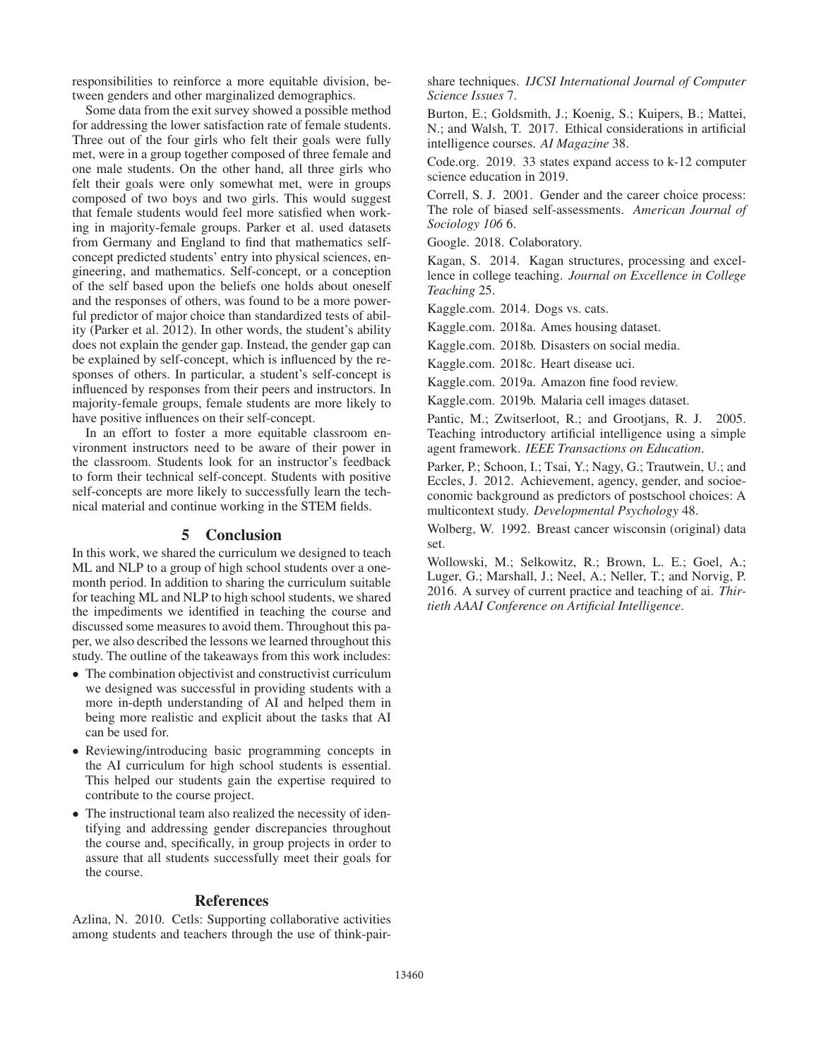responsibilities to reinforce a more equitable division, between genders and other marginalized demographics.

Some data from the exit survey showed a possible method for addressing the lower satisfaction rate of female students. Three out of the four girls who felt their goals were fully met, were in a group together composed of three female and one male students. On the other hand, all three girls who felt their goals were only somewhat met, were in groups composed of two boys and two girls. This would suggest that female students would feel more satisfied when working in majority-female groups. Parker et al. used datasets from Germany and England to find that mathematics self-concept predicted students' entry into physical sciences, engineering, and mathematics. Self-concept, or a conception of the self based upon the beliefs one holds about oneself and the responses of others, was found to be a more powerful predictor of major choice than standardized tests of ability (Parker et al. 2012). In other words, the student's ability does not explain the gender gap. Instead, the gender gap can be explained by self-concept, which is influenced by the responses of others. In particular, a student's self-concept is influenced by responses from their peers and instructors. In majority-female groups, female students are more likely to have positive influences on their self-concept.

In an effort to foster a more equitable classroom environment instructors need to be aware of their power in the classroom. Students look for an instructor's feedback to form their technical self-concept. Students with positive self-concepts are more likely to successfully learn the technical material and continue working in the STEM fields.

## 5 Conclusion

In this work, we shared the curriculum we designed to teach ML and NLP to a group of high school students over a one-month period. In addition to sharing the curriculum suitable for teaching ML and NLP to high school students, we shared the impediments we identified in teaching the course and discussed some measures to avoid them. Throughout this paper, we also described the lessons we learned throughout this study. The outline of the takeaways from this work includes:

- The combination objectivist and constructivist curriculum we designed was successful in providing students with a more in-depth understanding of AI and helped them in being more realistic and explicit about the tasks that AI can be used for.
- Reviewing/introducing basic programming concepts in the AI curriculum for high school students is essential. This helped our students gain the expertise required to contribute to the course project.
- The instructional team also realized the necessity of identifying and addressing gender discrepancies throughout the course and, specifically, in group projects in order to assure that all students successfully meet their goals for the course.

## References

Azlina, N. 2010. Cetls: Supporting collaborative activities among students and teachers through the use of think-pair-share techniques. *IJCSI International Journal of Computer Science Issues* 7.

Burton, E.; Goldsmith, J.; Koenig, S.; Kuipers, B.; Mattei, N.; and Walsh, T. 2017. Ethical considerations in artificial intelligence courses. *AI Magazine* 38.

Code.org. 2019. 33 states expand access to k-12 computer science education in 2019.

Correll, S. J. 2001. Gender and the career choice process: The role of biased self-assessments. *American Journal of Sociology 106* 6.

Google. 2018. Colaboratory.

Kagan, S. 2014. Kagan structures, processing and excellence in college teaching. *Journal on Excellence in College Teaching* 25.

Kaggle.com. 2014. Dogs vs. cats.

Kaggle.com. 2018a. Ames housing dataset.

Kaggle.com. 2018b. Disasters on social media.

Kaggle.com. 2018c. Heart disease uci.

Kaggle.com. 2019a. Amazon fine food review.

Kaggle.com. 2019b. Malaria cell images dataset.

Pantic, M.; Zwitserloot, R.; and Grootjans, R. J. 2005. Teaching introductory artificial intelligence using a simple agent framework. *IEEE Transactions on Education*.

Parker, P.; Schoon, I.; Tsai, Y.; Nagy, G.; Trautwein, U.; and Eccles, J. 2012. Achievement, agency, gender, and socioeconomic background as predictors of postschool choices: A multicontext study. *Developmental Psychology* 48.

Wolberg, W. 1992. Breast cancer wisconsin (original) data set.

Wollowski, M.; Selkowitz, R.; Brown, L. E.; Goel, A.; Luger, G.; Marshall, J.; Neel, A.; Neller, T.; and Norvig, P. 2016. A survey of current practice and teaching of ai. *Thirtieth AAAI Conference on Artificial Intelligence*.